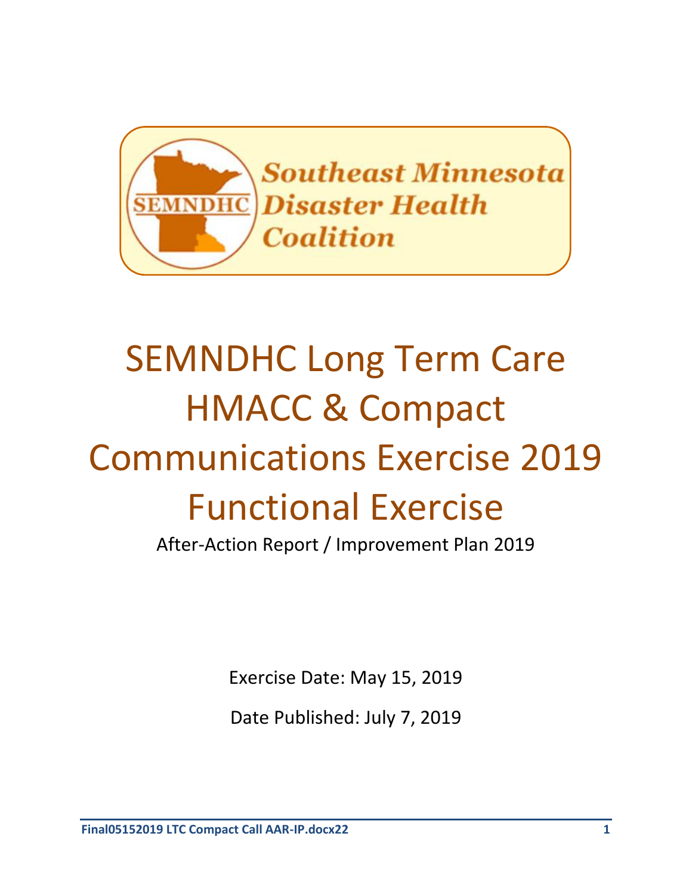Southeast Minnesota Disaster Health Coalition

# SEMNDHC Long Term Care HMACC & Compact Communications Exercise 2019 Functional Exercise

After-Action Report / Improvement Plan 2019

Exercise Date: May 15, 2019

Date Published: July 7, 2019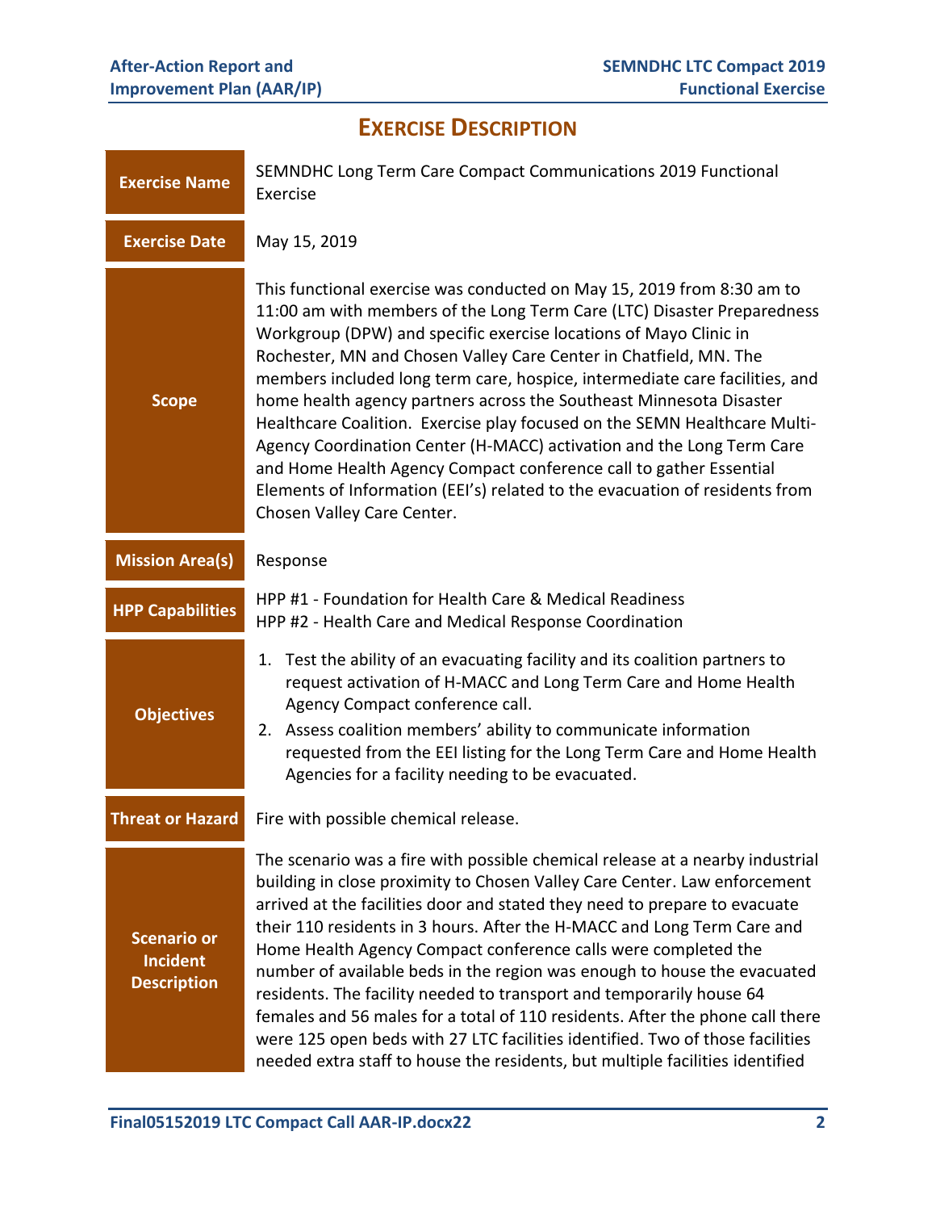# Exercise Description

| | |
|---|---|
| **Exercise Name** | SEMNDHC Long Term Care Compact Communications 2019 Functional Exercise |
| **Exercise Date** | May 15, 2019 |
| **Scope** | This functional exercise was conducted on May 15, 2019 from 8:30 am to 11:00 am with members of the Long Term Care (LTC) Disaster Preparedness Workgroup (DPW) and specific exercise locations of Mayo Clinic in Rochester, MN and Chosen Valley Care Center in Chatfield, MN. The members included long term care, hospice, intermediate care facilities, and home health agency partners across the Southeast Minnesota Disaster Healthcare Coalition. Exercise play focused on the SEMN Healthcare Multi-Agency Coordination Center (H-MACC) activation and the Long Term Care and Home Health Agency Compact conference call to gather Essential Elements of Information (EEI's) related to the evacuation of residents from Chosen Valley Care Center. |
| **Mission Area(s)** | Response |
| **HPP Capabilities** | HPP #1 - Foundation for Health Care & Medical Readiness<br>HPP #2 - Health Care and Medical Response Coordination |
| **Objectives** | 1. Test the ability of an evacuating facility and its coalition partners to request activation of H-MACC and Long Term Care and Home Health Agency Compact conference call.<br>2. Assess coalition members' ability to communicate information requested from the EEI listing for the Long Term Care and Home Health Agencies for a facility needing to be evacuated. |
| **Threat or Hazard** | Fire with possible chemical release. |
| **Scenario or Incident Description** | The scenario was a fire with possible chemical release at a nearby industrial building in close proximity to Chosen Valley Care Center. Law enforcement arrived at the facilities door and stated they need to prepare to evacuate their 110 residents in 3 hours. After the H-MACC and Long Term Care and Home Health Agency Compact conference calls were completed the number of available beds in the region was enough to house the evacuated residents. The facility needed to transport and temporarily house 64 females and 56 males for a total of 110 residents. After the phone call there were 125 open beds with 27 LTC facilities identified. Two of those facilities needed extra staff to house the residents, but multiple facilities identified |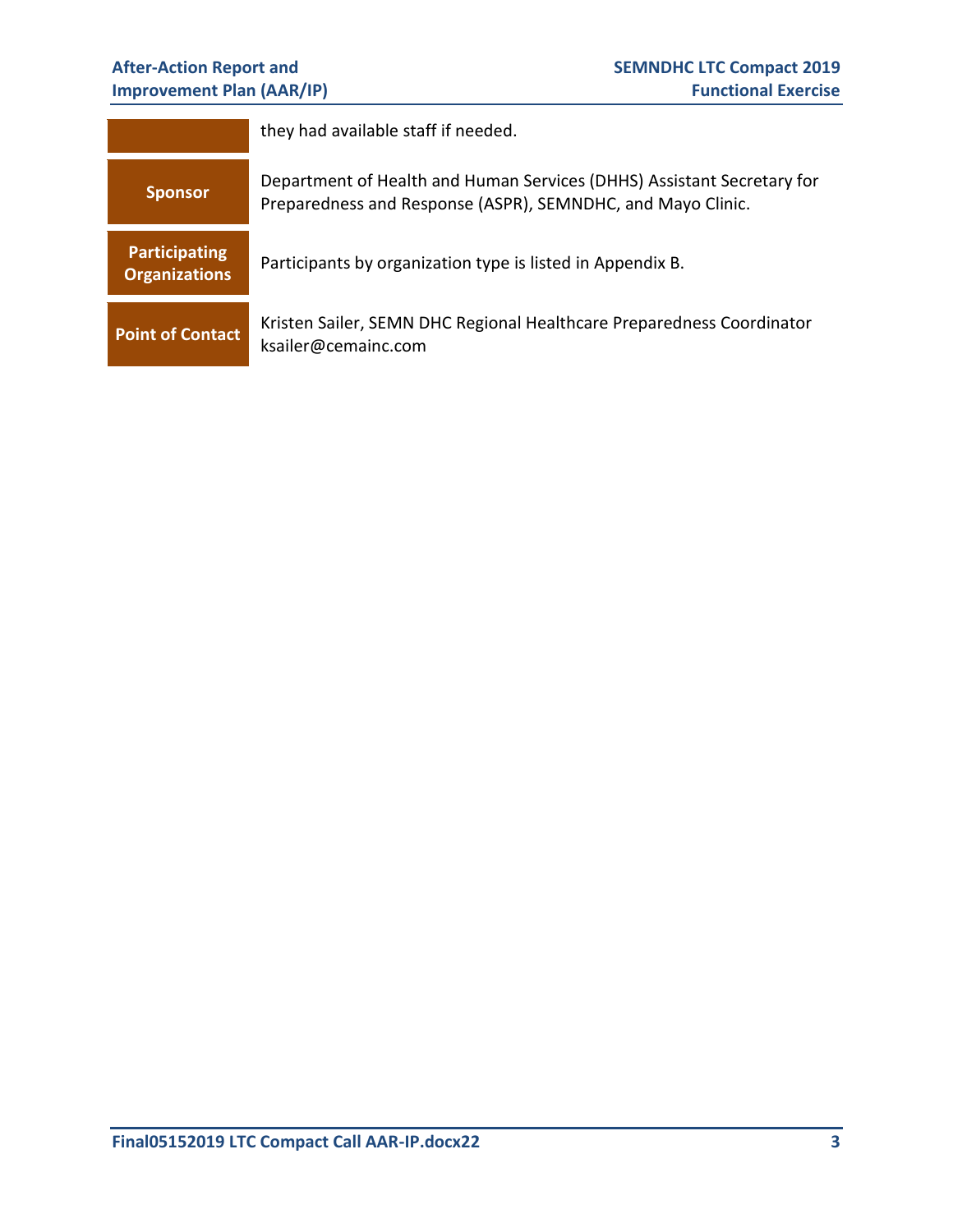| | |
|---|---|
| | they had available staff if needed. |
| **Sponsor** | Department of Health and Human Services (DHHS) Assistant Secretary for Preparedness and Response (ASPR), SEMNDHC, and Mayo Clinic. |
| **Participating Organizations** | Participants by organization type is listed in Appendix B. |
| **Point of Contact** | Kristen Sailer, SEMN DHC Regional Healthcare Preparedness Coordinator ksailer@cemainc.com |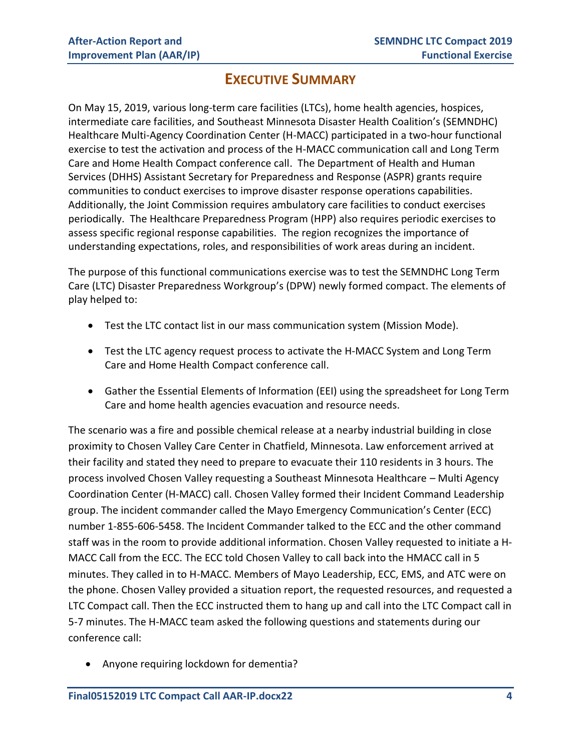# EXECUTIVE SUMMARY

On May 15, 2019, various long-term care facilities (LTCs), home health agencies, hospices, intermediate care facilities, and Southeast Minnesota Disaster Health Coalition's (SEMNDHC) Healthcare Multi-Agency Coordination Center (H-MACC) participated in a two-hour functional exercise to test the activation and process of the H-MACC communication call and Long Term Care and Home Health Compact conference call. The Department of Health and Human Services (DHHS) Assistant Secretary for Preparedness and Response (ASPR) grants require communities to conduct exercises to improve disaster response operations capabilities. Additionally, the Joint Commission requires ambulatory care facilities to conduct exercises periodically. The Healthcare Preparedness Program (HPP) also requires periodic exercises to assess specific regional response capabilities. The region recognizes the importance of understanding expectations, roles, and responsibilities of work areas during an incident.

The purpose of this functional communications exercise was to test the SEMNDHC Long Term Care (LTC) Disaster Preparedness Workgroup's (DPW) newly formed compact. The elements of play helped to:

- Test the LTC contact list in our mass communication system (Mission Mode).
- Test the LTC agency request process to activate the H-MACC System and Long Term Care and Home Health Compact conference call.
- Gather the Essential Elements of Information (EEI) using the spreadsheet for Long Term Care and home health agencies evacuation and resource needs.

The scenario was a fire and possible chemical release at a nearby industrial building in close proximity to Chosen Valley Care Center in Chatfield, Minnesota. Law enforcement arrived at their facility and stated they need to prepare to evacuate their 110 residents in 3 hours. The process involved Chosen Valley requesting a Southeast Minnesota Healthcare – Multi Agency Coordination Center (H-MACC) call. Chosen Valley formed their Incident Command Leadership group. The incident commander called the Mayo Emergency Communication's Center (ECC) number 1-855-606-5458. The Incident Commander talked to the ECC and the other command staff was in the room to provide additional information. Chosen Valley requested to initiate a H-MACC Call from the ECC. The ECC told Chosen Valley to call back into the HMACC call in 5 minutes. They called in to H-MACC. Members of Mayo Leadership, ECC, EMS, and ATC were on the phone. Chosen Valley provided a situation report, the requested resources, and requested a LTC Compact call. Then the ECC instructed them to hang up and call into the LTC Compact call in 5-7 minutes. The H-MACC team asked the following questions and statements during our conference call:

- Anyone requiring lockdown for dementia?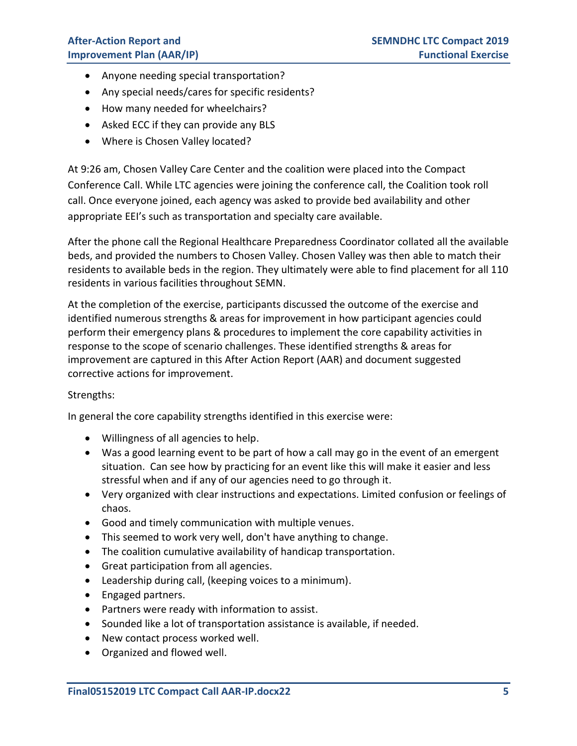- Anyone needing special transportation?
- Any special needs/cares for specific residents?
- How many needed for wheelchairs?
- Asked ECC if they can provide any BLS
- Where is Chosen Valley located?

At 9:26 am, Chosen Valley Care Center and the coalition were placed into the Compact Conference Call. While LTC agencies were joining the conference call, the Coalition took roll call. Once everyone joined, each agency was asked to provide bed availability and other appropriate EEI's such as transportation and specialty care available.

After the phone call the Regional Healthcare Preparedness Coordinator collated all the available beds, and provided the numbers to Chosen Valley. Chosen Valley was then able to match their residents to available beds in the region. They ultimately were able to find placement for all 110 residents in various facilities throughout SEMN.

At the completion of the exercise, participants discussed the outcome of the exercise and identified numerous strengths & areas for improvement in how participant agencies could perform their emergency plans & procedures to implement the core capability activities in response to the scope of scenario challenges. These identified strengths & areas for improvement are captured in this After Action Report (AAR) and document suggested corrective actions for improvement.

Strengths:

In general the core capability strengths identified in this exercise were:

- Willingness of all agencies to help.
- Was a good learning event to be part of how a call may go in the event of an emergent situation. Can see how by practicing for an event like this will make it easier and less stressful when and if any of our agencies need to go through it.
- Very organized with clear instructions and expectations. Limited confusion or feelings of chaos.
- Good and timely communication with multiple venues.
- This seemed to work very well, don't have anything to change.
- The coalition cumulative availability of handicap transportation.
- Great participation from all agencies.
- Leadership during call, (keeping voices to a minimum).
- Engaged partners.
- Partners were ready with information to assist.
- Sounded like a lot of transportation assistance is available, if needed.
- New contact process worked well.
- Organized and flowed well.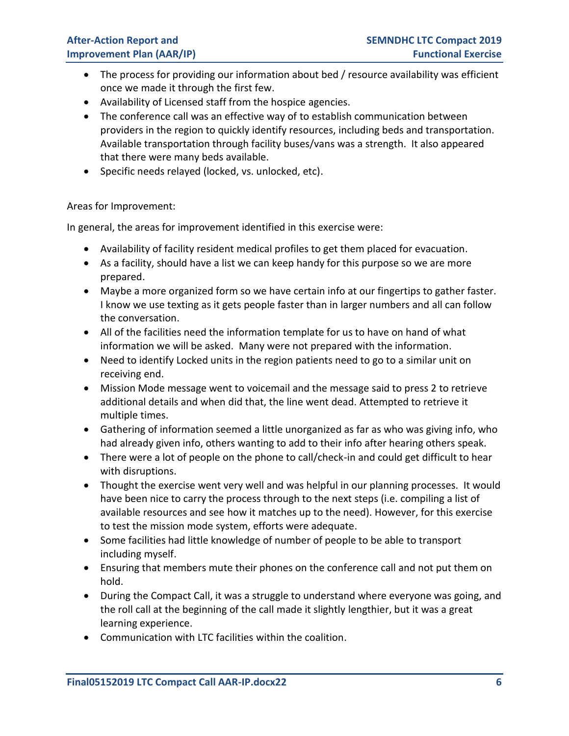- The process for providing our information about bed / resource availability was efficient once we made it through the first few.
- Availability of Licensed staff from the hospice agencies.
- The conference call was an effective way of to establish communication between providers in the region to quickly identify resources, including beds and transportation. Available transportation through facility buses/vans was a strength. It also appeared that there were many beds available.
- Specific needs relayed (locked, vs. unlocked, etc).

Areas for Improvement:

In general, the areas for improvement identified in this exercise were:

- Availability of facility resident medical profiles to get them placed for evacuation.
- As a facility, should have a list we can keep handy for this purpose so we are more prepared.
- Maybe a more organized form so we have certain info at our fingertips to gather faster. I know we use texting as it gets people faster than in larger numbers and all can follow the conversation.
- All of the facilities need the information template for us to have on hand of what information we will be asked. Many were not prepared with the information.
- Need to identify Locked units in the region patients need to go to a similar unit on receiving end.
- Mission Mode message went to voicemail and the message said to press 2 to retrieve additional details and when did that, the line went dead. Attempted to retrieve it multiple times.
- Gathering of information seemed a little unorganized as far as who was giving info, who had already given info, others wanting to add to their info after hearing others speak.
- There were a lot of people on the phone to call/check-in and could get difficult to hear with disruptions.
- Thought the exercise went very well and was helpful in our planning processes. It would have been nice to carry the process through to the next steps (i.e. compiling a list of available resources and see how it matches up to the need). However, for this exercise to test the mission mode system, efforts were adequate.
- Some facilities had little knowledge of number of people to be able to transport including myself.
- Ensuring that members mute their phones on the conference call and not put them on hold.
- During the Compact Call, it was a struggle to understand where everyone was going, and the roll call at the beginning of the call made it slightly lengthier, but it was a great learning experience.
- Communication with LTC facilities within the coalition.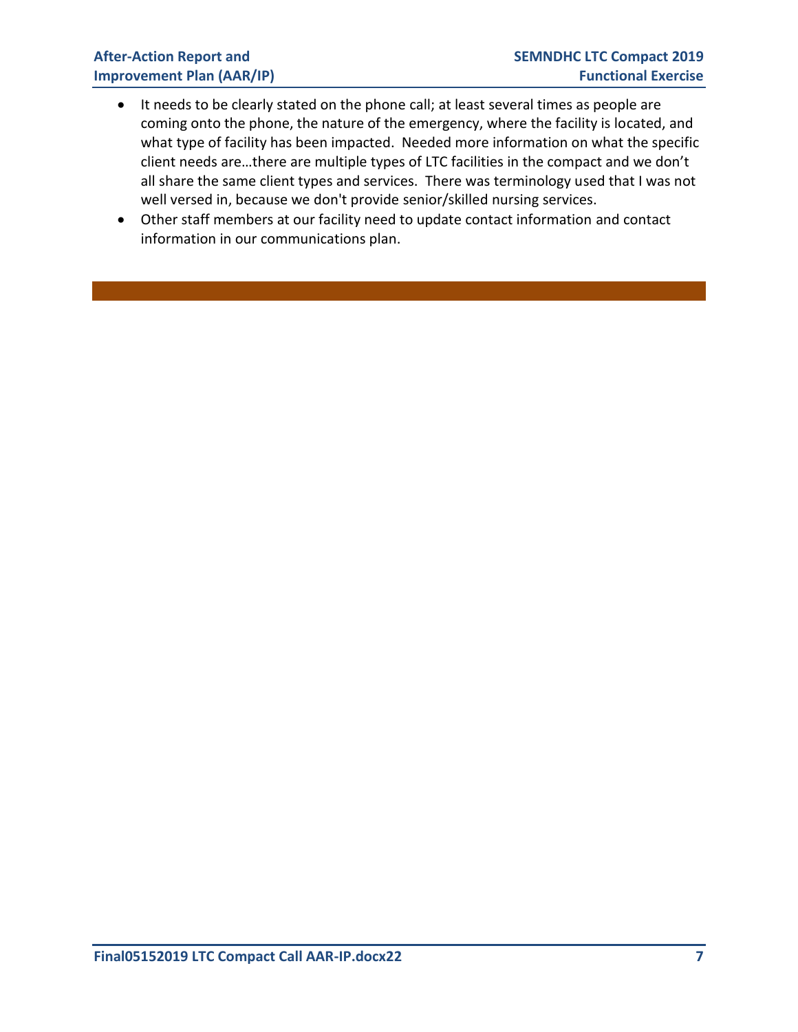- It needs to be clearly stated on the phone call; at least several times as people are coming onto the phone, the nature of the emergency, where the facility is located, and what type of facility has been impacted. Needed more information on what the specific client needs are…there are multiple types of LTC facilities in the compact and we don't all share the same client types and services. There was terminology used that I was not well versed in, because we don't provide senior/skilled nursing services.
- Other staff members at our facility need to update contact information and contact information in our communications plan.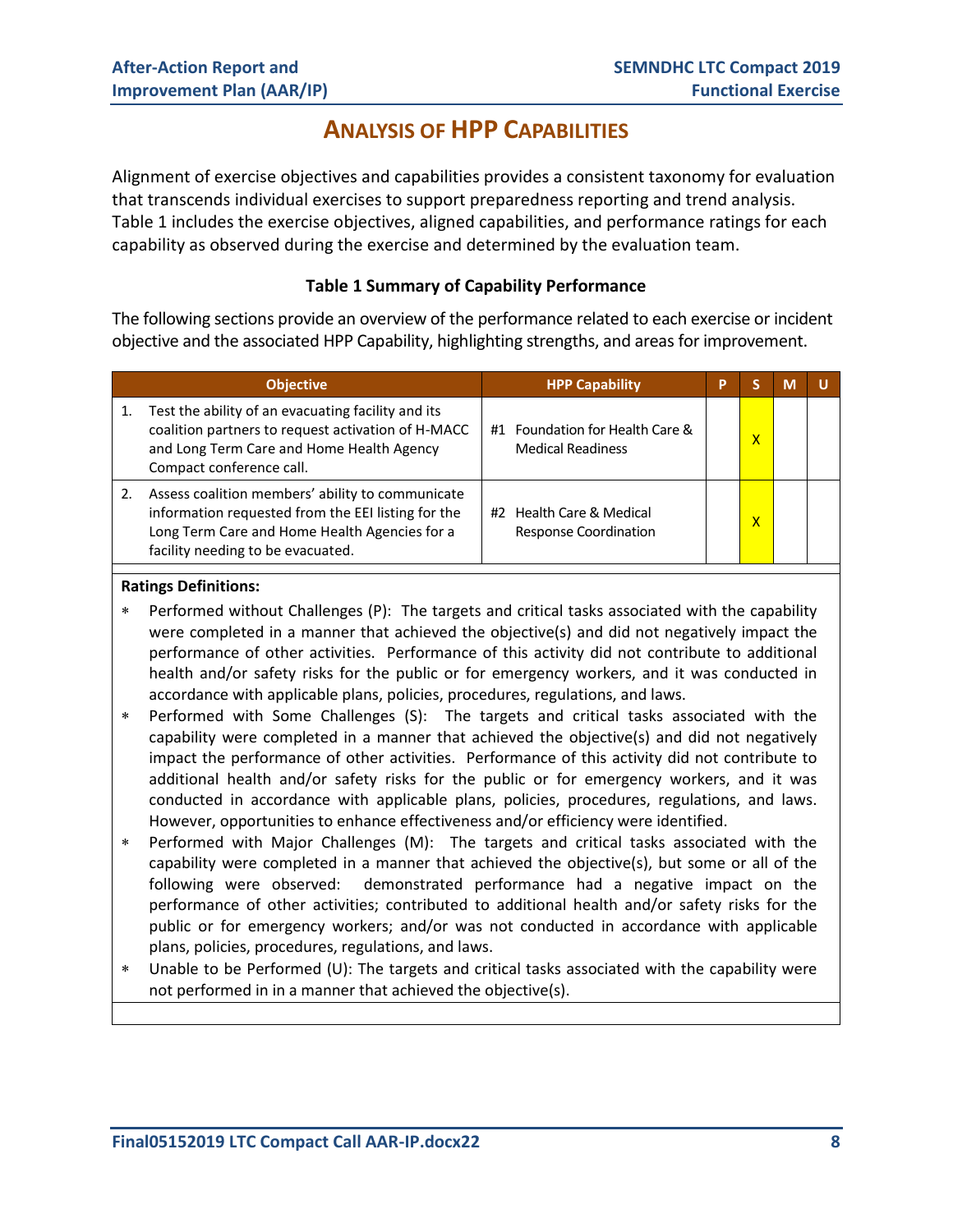# ANALYSIS OF HPP CAPABILITIES

Alignment of exercise objectives and capabilities provides a consistent taxonomy for evaluation that transcends individual exercises to support preparedness reporting and trend analysis. Table 1 includes the exercise objectives, aligned capabilities, and performance ratings for each capability as observed during the exercise and determined by the evaluation team.

**Table 1 Summary of Capability Performance**

The following sections provide an overview of the performance related to each exercise or incident objective and the associated HPP Capability, highlighting strengths, and areas for improvement.

| Objective | HPP Capability | P | S | M | U |
|---|---|---|---|---|---|
| 1. Test the ability of an evacuating facility and its coalition partners to request activation of H-MACC and Long Term Care and Home Health Agency Compact conference call. | #1 Foundation for Health Care & Medical Readiness | | X | | |
| 2. Assess coalition members' ability to communicate information requested from the EEI listing for the Long Term Care and Home Health Agencies for a facility needing to be evacuated. | #2 Health Care & Medical Response Coordination | | X | | |

**Ratings Definitions:**

- Performed without Challenges (P): The targets and critical tasks associated with the capability were completed in a manner that achieved the objective(s) and did not negatively impact the performance of other activities. Performance of this activity did not contribute to additional health and/or safety risks for the public or for emergency workers, and it was conducted in accordance with applicable plans, policies, procedures, regulations, and laws.
- Performed with Some Challenges (S): The targets and critical tasks associated with the capability were completed in a manner that achieved the objective(s) and did not negatively impact the performance of other activities. Performance of this activity did not contribute to additional health and/or safety risks for the public or for emergency workers, and it was conducted in accordance with applicable plans, policies, procedures, regulations, and laws. However, opportunities to enhance effectiveness and/or efficiency were identified.
- Performed with Major Challenges (M): The targets and critical tasks associated with the capability were completed in a manner that achieved the objective(s), but some or all of the following were observed: demonstrated performance had a negative impact on the performance of other activities; contributed to additional health and/or safety risks for the public or for emergency workers; and/or was not conducted in accordance with applicable plans, policies, procedures, regulations, and laws.
- Unable to be Performed (U): The targets and critical tasks associated with the capability were not performed in in a manner that achieved the objective(s).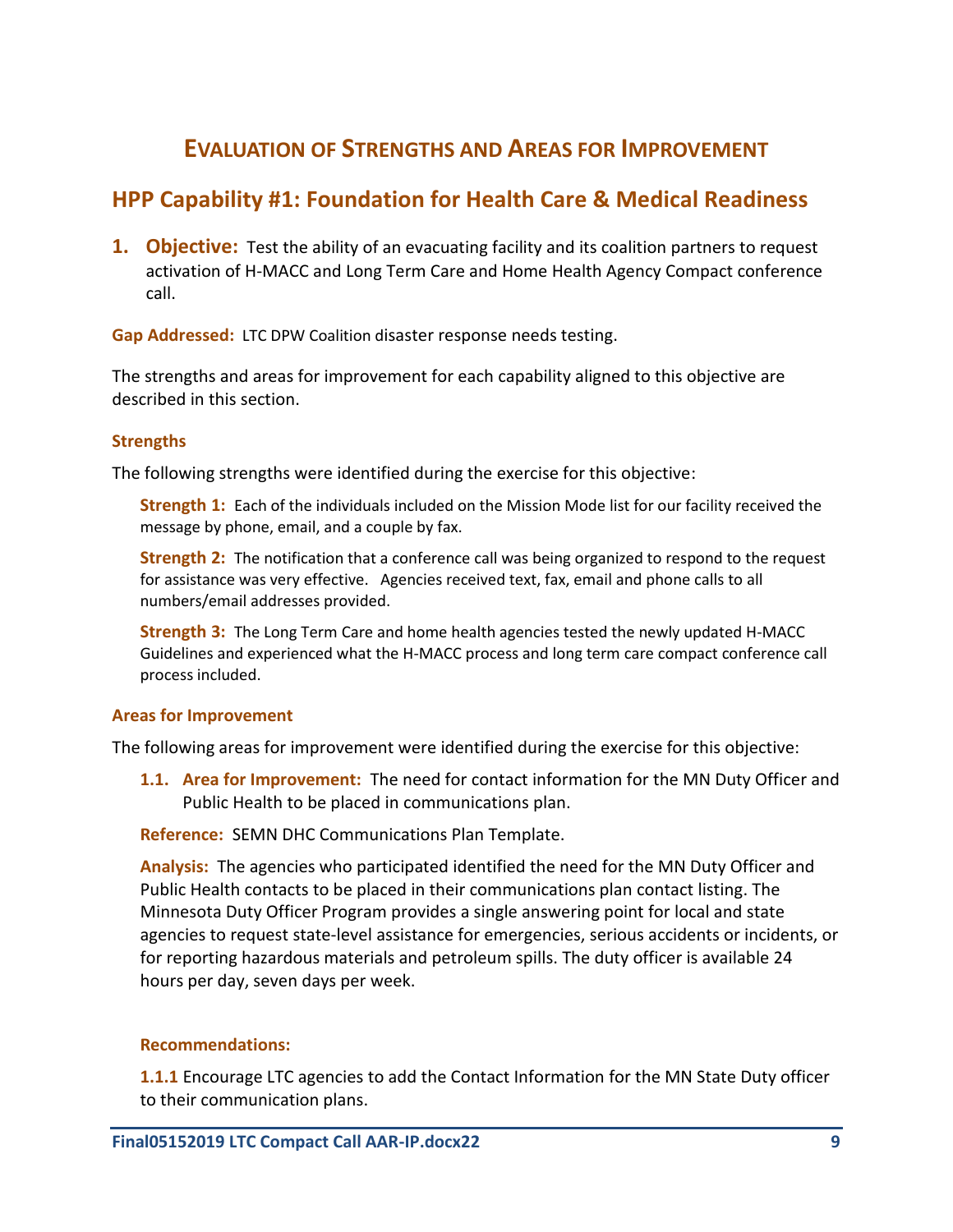# Evaluation of Strengths and Areas for Improvement

## HPP Capability #1: Foundation for Health Care & Medical Readiness

**1. Objective:** Test the ability of an evacuating facility and its coalition partners to request activation of H-MACC and Long Term Care and Home Health Agency Compact conference call.

**Gap Addressed:** LTC DPW Coalition disaster response needs testing.

The strengths and areas for improvement for each capability aligned to this objective are described in this section.

### Strengths

The following strengths were identified during the exercise for this objective:

**Strength 1:** Each of the individuals included on the Mission Mode list for our facility received the message by phone, email, and a couple by fax.

**Strength 2:** The notification that a conference call was being organized to respond to the request for assistance was very effective. Agencies received text, fax, email and phone calls to all numbers/email addresses provided.

**Strength 3:** The Long Term Care and home health agencies tested the newly updated H-MACC Guidelines and experienced what the H-MACC process and long term care compact conference call process included.

### Areas for Improvement

The following areas for improvement were identified during the exercise for this objective:

**1.1. Area for Improvement:** The need for contact information for the MN Duty Officer and Public Health to be placed in communications plan.

**Reference:** SEMN DHC Communications Plan Template.

**Analysis:** The agencies who participated identified the need for the MN Duty Officer and Public Health contacts to be placed in their communications plan contact listing. The Minnesota Duty Officer Program provides a single answering point for local and state agencies to request state-level assistance for emergencies, serious accidents or incidents, or for reporting hazardous materials and petroleum spills. The duty officer is available 24 hours per day, seven days per week.

**Recommendations:**

**1.1.1** Encourage LTC agencies to add the Contact Information for the MN State Duty officer to their communication plans.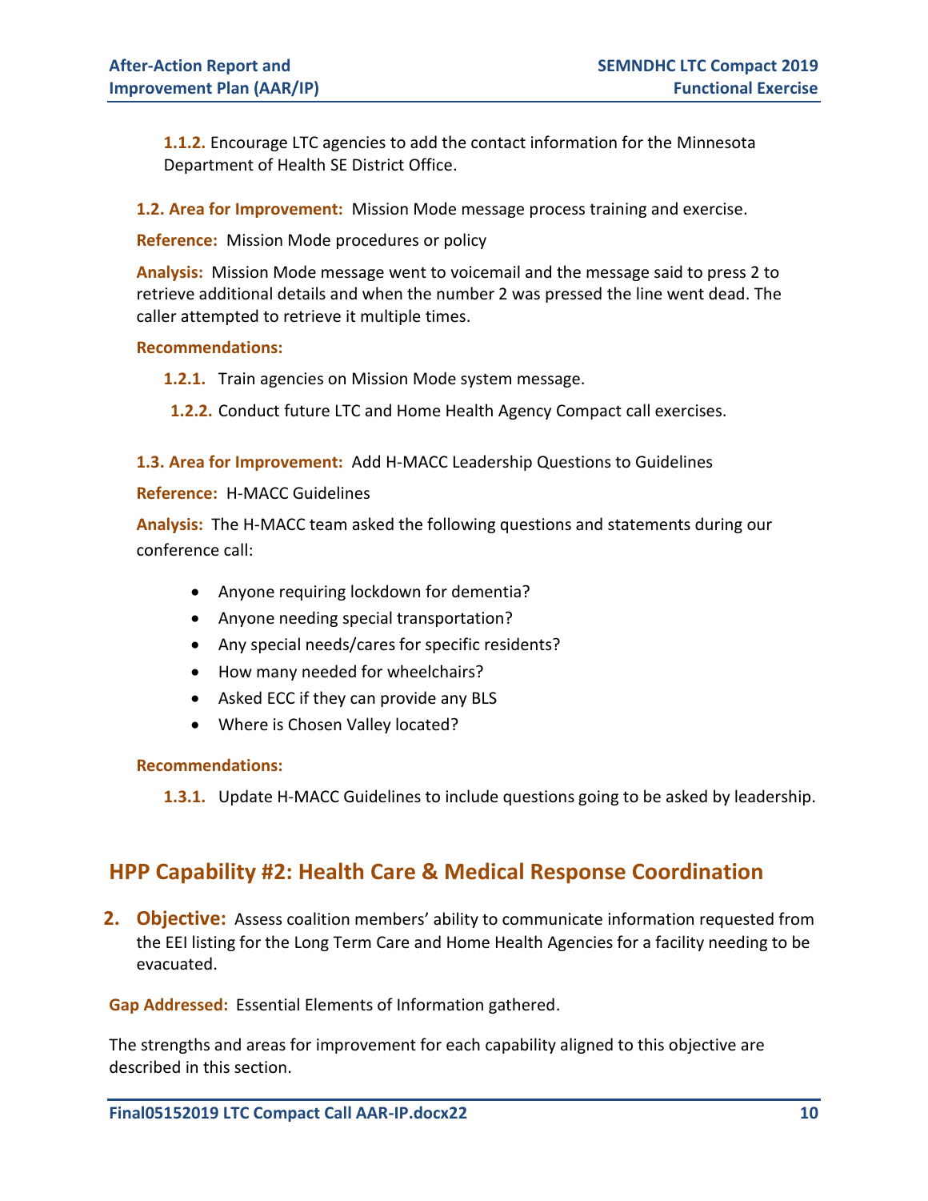**1.1.2.** Encourage LTC agencies to add the contact information for the Minnesota Department of Health SE District Office.

**1.2. Area for Improvement:** Mission Mode message process training and exercise.

**Reference:** Mission Mode procedures or policy

**Analysis:** Mission Mode message went to voicemail and the message said to press 2 to retrieve additional details and when the number 2 was pressed the line went dead. The caller attempted to retrieve it multiple times.

**Recommendations:**

**1.2.1.** Train agencies on Mission Mode system message.

**1.2.2.** Conduct future LTC and Home Health Agency Compact call exercises.

**1.3. Area for Improvement:** Add H-MACC Leadership Questions to Guidelines

**Reference:** H-MACC Guidelines

**Analysis:** The H-MACC team asked the following questions and statements during our conference call:

- Anyone requiring lockdown for dementia?
- Anyone needing special transportation?
- Any special needs/cares for specific residents?
- How many needed for wheelchairs?
- Asked ECC if they can provide any BLS
- Where is Chosen Valley located?

**Recommendations:**

**1.3.1.** Update H-MACC Guidelines to include questions going to be asked by leadership.

## HPP Capability #2: Health Care & Medical Response Coordination

**2. Objective:** Assess coalition members' ability to communicate information requested from the EEI listing for the Long Term Care and Home Health Agencies for a facility needing to be evacuated.

**Gap Addressed:** Essential Elements of Information gathered.

The strengths and areas for improvement for each capability aligned to this objective are described in this section.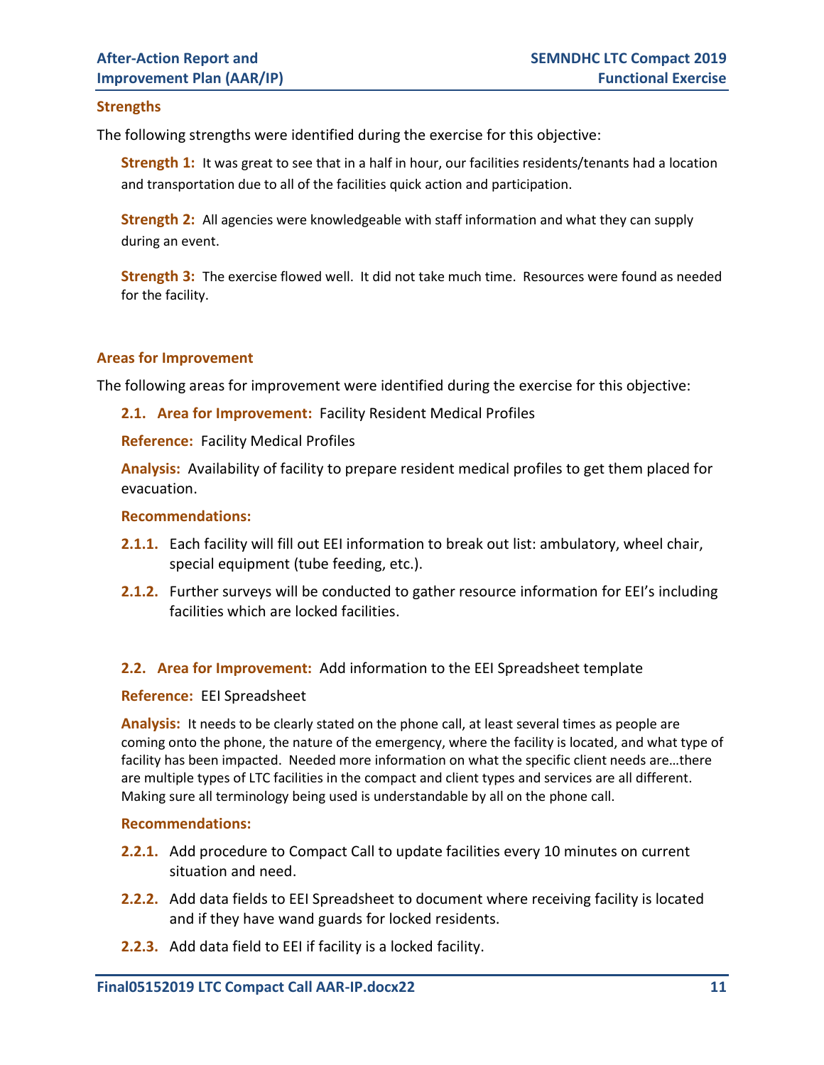### Strengths

The following strengths were identified during the exercise for this objective:

**Strength 1:** It was great to see that in a half in hour, our facilities residents/tenants had a location and transportation due to all of the facilities quick action and participation.

**Strength 2:** All agencies were knowledgeable with staff information and what they can supply during an event.

**Strength 3:** The exercise flowed well. It did not take much time. Resources were found as needed for the facility.

### Areas for Improvement

The following areas for improvement were identified during the exercise for this objective:

**2.1. Area for Improvement:** Facility Resident Medical Profiles

**Reference:** Facility Medical Profiles

**Analysis:** Availability of facility to prepare resident medical profiles to get them placed for evacuation.

**Recommendations:**

**2.1.1.** Each facility will fill out EEI information to break out list: ambulatory, wheel chair, special equipment (tube feeding, etc.).

**2.1.2.** Further surveys will be conducted to gather resource information for EEI's including facilities which are locked facilities.

**2.2. Area for Improvement:** Add information to the EEI Spreadsheet template

**Reference:** EEI Spreadsheet

**Analysis:** It needs to be clearly stated on the phone call, at least several times as people are coming onto the phone, the nature of the emergency, where the facility is located, and what type of facility has been impacted. Needed more information on what the specific client needs are…there are multiple types of LTC facilities in the compact and client types and services are all different. Making sure all terminology being used is understandable by all on the phone call.

**Recommendations:**

**2.2.1.** Add procedure to Compact Call to update facilities every 10 minutes on current situation and need.

**2.2.2.** Add data fields to EEI Spreadsheet to document where receiving facility is located and if they have wand guards for locked residents.

**2.2.3.** Add data field to EEI if facility is a locked facility.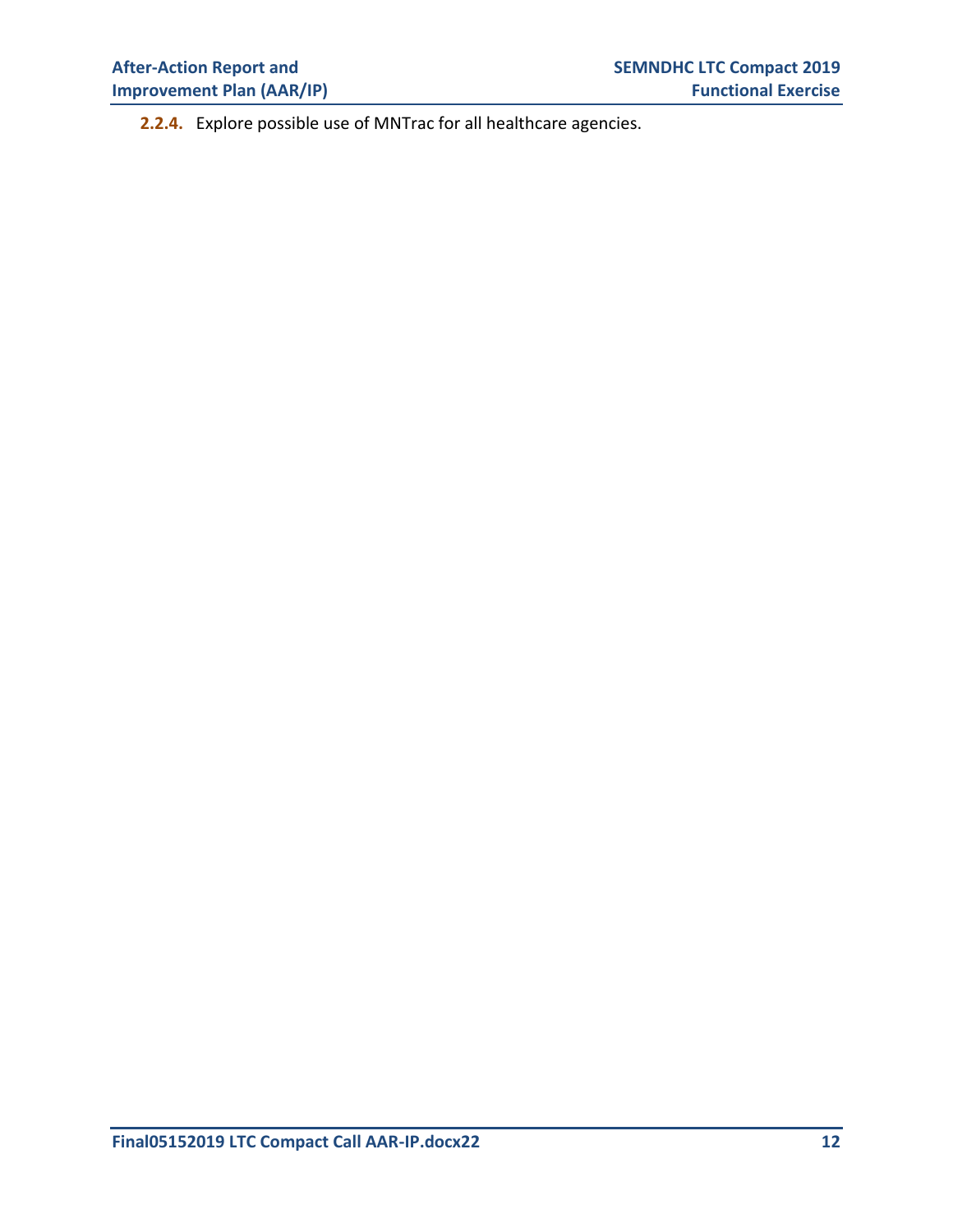**2.2.4.** Explore possible use of MNTrac for all healthcare agencies.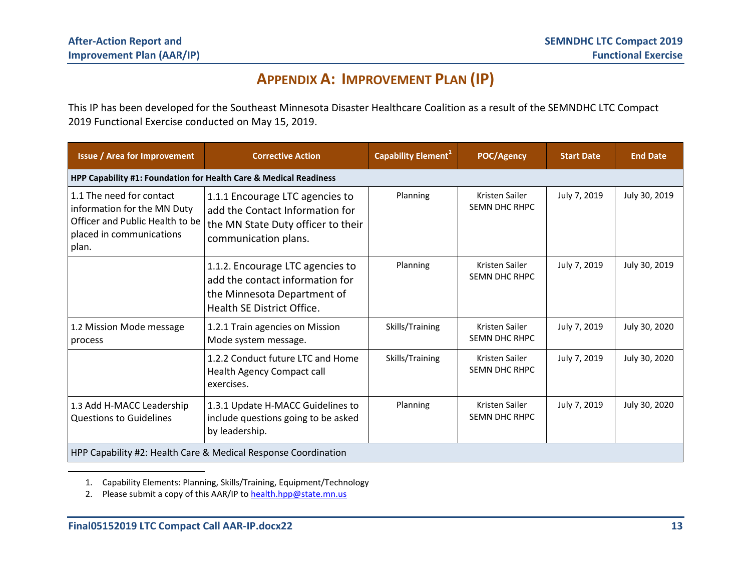# Appendix A: Improvement Plan (IP)

This IP has been developed for the Southeast Minnesota Disaster Healthcare Coalition as a result of the SEMNDHC LTC Compact 2019 Functional Exercise conducted on May 15, 2019.

| Issue / Area for Improvement | Corrective Action | Capability Element[1] | POC/Agency | Start Date | End Date |
|---|---|---|---|---|---|
| **HPP Capability #1: Foundation for Health Care & Medical Readiness** | | | | | |
| 1.1 The need for contact information for the MN Duty Officer and Public Health to be placed in communications plan. | 1.1.1 Encourage LTC agencies to add the Contact Information for the MN State Duty officer to their communication plans. | Planning | Kristen Sailer SEMN DHC RHPC | July 7, 2019 | July 30, 2019 |
| | 1.1.2. Encourage LTC agencies to add the contact information for the Minnesota Department of Health SE District Office. | Planning | Kristen Sailer SEMN DHC RHPC | July 7, 2019 | July 30, 2019 |
| 1.2 Mission Mode message process | 1.2.1 Train agencies on Mission Mode system message. | Skills/Training | Kristen Sailer SEMN DHC RHPC | July 7, 2019 | July 30, 2020 |
| | 1.2.2 Conduct future LTC and Home Health Agency Compact call exercises. | Skills/Training | Kristen Sailer SEMN DHC RHPC | July 7, 2019 | July 30, 2020 |
| 1.3 Add H-MACC Leadership Questions to Guidelines | 1.3.1 Update H-MACC Guidelines to include questions going to be asked by leadership. | Planning | Kristen Sailer SEMN DHC RHPC | July 7, 2019 | July 30, 2020 |
| HPP Capability #2: Health Care & Medical Response Coordination | | | | | |

1. Capability Elements: Planning, Skills/Training, Equipment/Technology
2. Please submit a copy of this AAR/IP to health.hpp@state.mn.us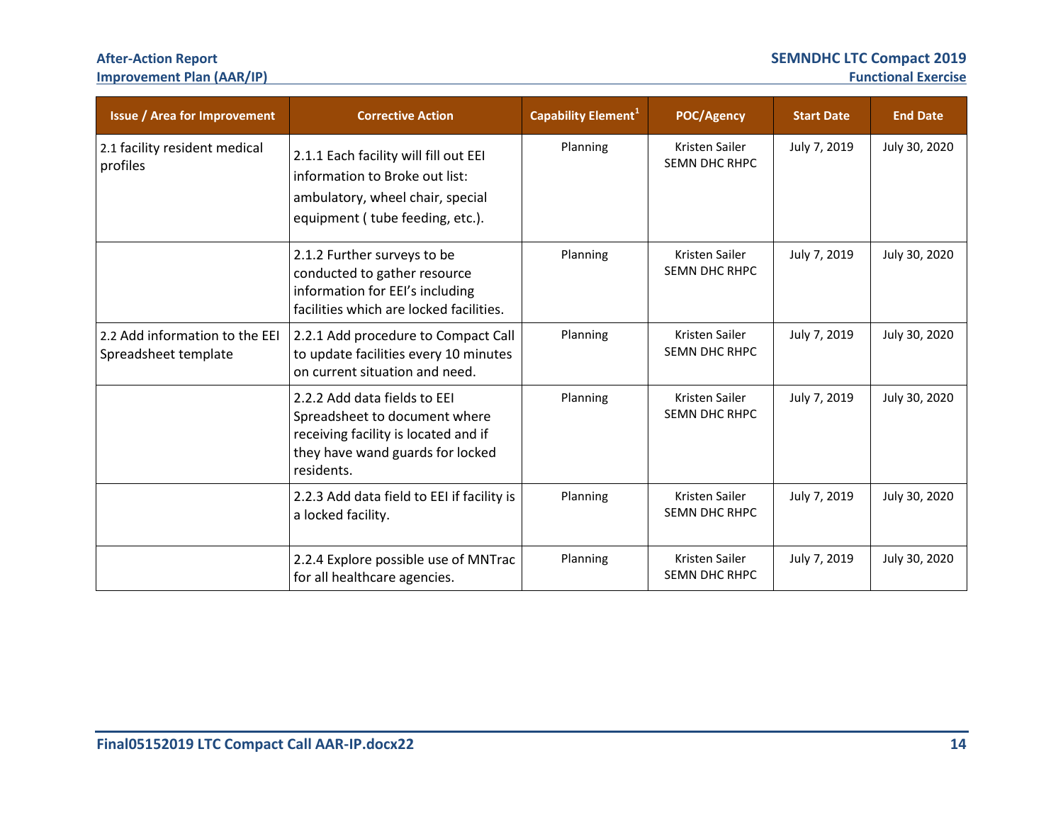| Issue / Area for Improvement | Corrective Action | Capability Element[1] | POC/Agency | Start Date | End Date |
|---|---|---|---|---|---|
| 2.1 facility resident medical profiles | 2.1.1 Each facility will fill out EEI information to Broke out list: ambulatory, wheel chair, special equipment ( tube feeding, etc.). | Planning | Kristen Sailer SEMN DHC RHPC | July 7, 2019 | July 30, 2020 |
| | 2.1.2 Further surveys to be conducted to gather resource information for EEI's including facilities which are locked facilities. | Planning | Kristen Sailer SEMN DHC RHPC | July 7, 2019 | July 30, 2020 |
| 2.2 Add information to the EEI Spreadsheet template | 2.2.1 Add procedure to Compact Call to update facilities every 10 minutes on current situation and need. | Planning | Kristen Sailer SEMN DHC RHPC | July 7, 2019 | July 30, 2020 |
| | 2.2.2 Add data fields to EEI Spreadsheet to document where receiving facility is located and if they have wand guards for locked residents. | Planning | Kristen Sailer SEMN DHC RHPC | July 7, 2019 | July 30, 2020 |
| | 2.2.3 Add data field to EEI if facility is a locked facility. | Planning | Kristen Sailer SEMN DHC RHPC | July 7, 2019 | July 30, 2020 |
| | 2.2.4 Explore possible use of MNTrac for all healthcare agencies. | Planning | Kristen Sailer SEMN DHC RHPC | July 7, 2019 | July 30, 2020 |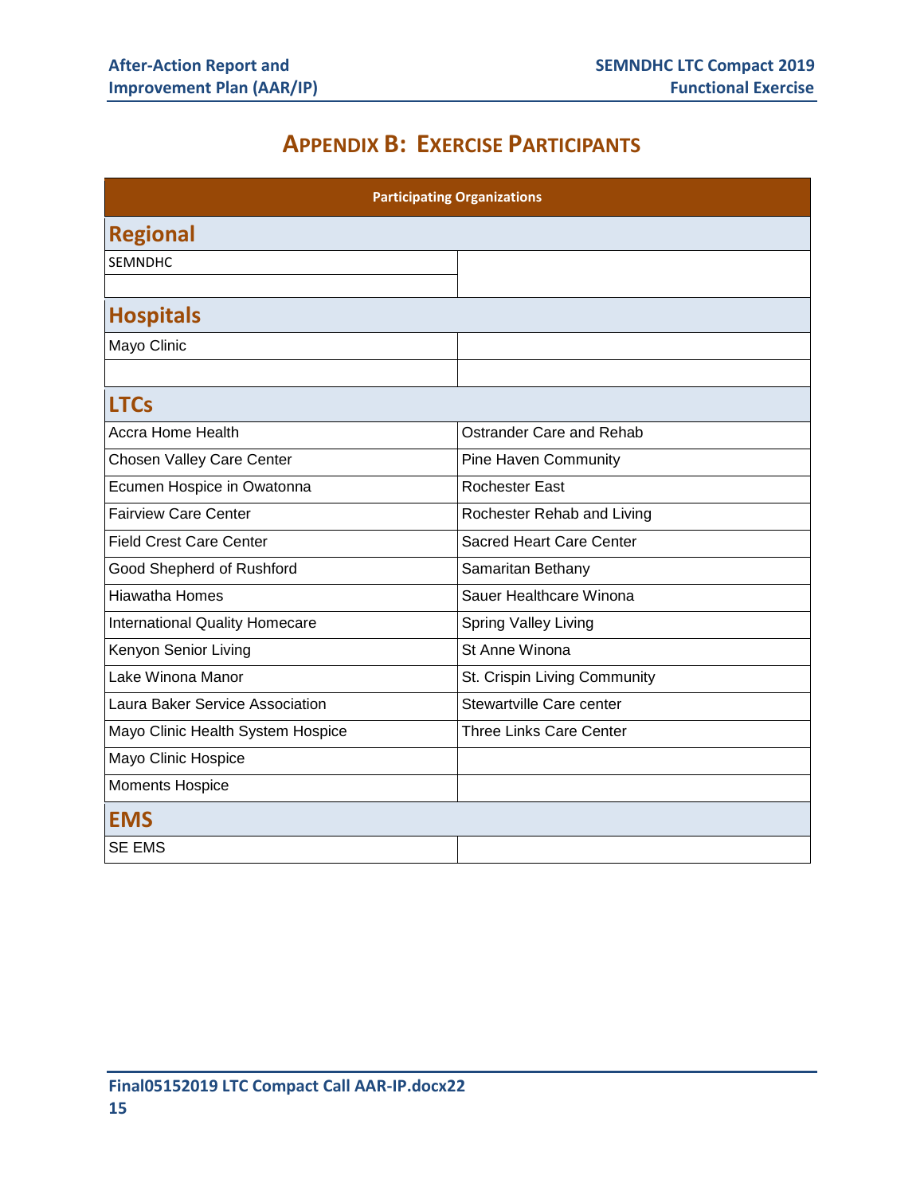# Appendix B: Exercise Participants

| Participating Organizations | |
|---|---|
| **Regional** | |
| SEMNDHC | |
| | |
| **Hospitals** | |
| Mayo Clinic | |
| | |
| **LTCs** | |
| Accra Home Health | Ostrander Care and Rehab |
| Chosen Valley Care Center | Pine Haven Community |
| Ecumen Hospice in Owatonna | Rochester East |
| Fairview Care Center | Rochester Rehab and Living |
| Field Crest Care Center | Sacred Heart Care Center |
| Good Shepherd of Rushford | Samaritan Bethany |
| Hiawatha Homes | Sauer Healthcare Winona |
| International Quality Homecare | Spring Valley Living |
| Kenyon Senior Living | St Anne Winona |
| Lake Winona Manor | St. Crispin Living Community |
| Laura Baker Service Association | Stewartville Care center |
| Mayo Clinic Health System Hospice | Three Links Care Center |
| Mayo Clinic Hospice | |
| Moments Hospice | |
| **EMS** | |
| SE EMS | |